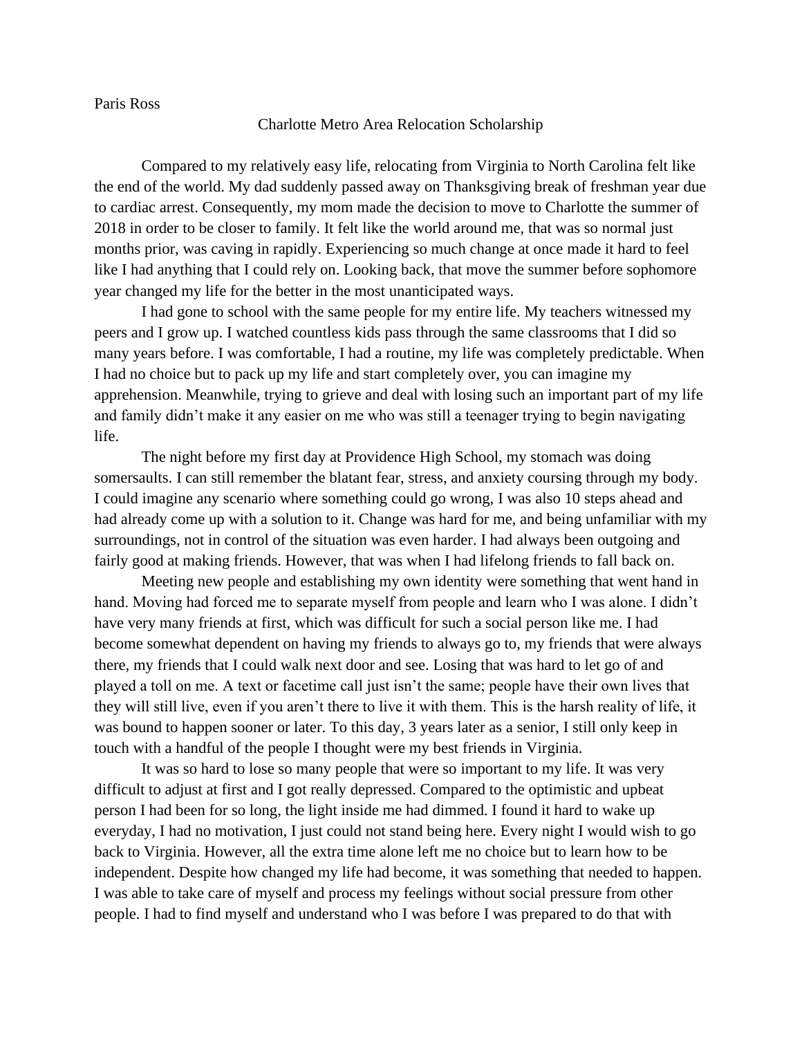Paris Ross

Charlotte Metro Area Relocation Scholarship

Compared to my relatively easy life, relocating from Virginia to North Carolina felt like the end of the world. My dad suddenly passed away on Thanksgiving break of freshman year due to cardiac arrest. Consequently, my mom made the decision to move to Charlotte the summer of 2018 in order to be closer to family. It felt like the world around me, that was so normal just months prior, was caving in rapidly. Experiencing so much change at once made it hard to feel like I had anything that I could rely on. Looking back, that move the summer before sophomore year changed my life for the better in the most unanticipated ways.

I had gone to school with the same people for my entire life. My teachers witnessed my peers and I grow up. I watched countless kids pass through the same classrooms that I did so many years before. I was comfortable, I had a routine, my life was completely predictable. When I had no choice but to pack up my life and start completely over, you can imagine my apprehension. Meanwhile, trying to grieve and deal with losing such an important part of my life and family didn't make it any easier on me who was still a teenager trying to begin navigating life.

The night before my first day at Providence High School, my stomach was doing somersaults. I can still remember the blatant fear, stress, and anxiety coursing through my body. I could imagine any scenario where something could go wrong, I was also 10 steps ahead and had already come up with a solution to it. Change was hard for me, and being unfamiliar with my surroundings, not in control of the situation was even harder. I had always been outgoing and fairly good at making friends. However, that was when I had lifelong friends to fall back on.

Meeting new people and establishing my own identity were something that went hand in hand. Moving had forced me to separate myself from people and learn who I was alone. I didn't have very many friends at first, which was difficult for such a social person like me. I had become somewhat dependent on having my friends to always go to, my friends that were always there, my friends that I could walk next door and see. Losing that was hard to let go of and played a toll on me. A text or facetime call just isn't the same; people have their own lives that they will still live, even if you aren't there to live it with them. This is the harsh reality of life, it was bound to happen sooner or later. To this day, 3 years later as a senior, I still only keep in touch with a handful of the people I thought were my best friends in Virginia.

It was so hard to lose so many people that were so important to my life. It was very difficult to adjust at first and I got really depressed. Compared to the optimistic and upbeat person I had been for so long, the light inside me had dimmed. I found it hard to wake up everyday, I had no motivation, I just could not stand being here. Every night I would wish to go back to Virginia. However, all the extra time alone left me no choice but to learn how to be independent. Despite how changed my life had become, it was something that needed to happen. I was able to take care of myself and process my feelings without social pressure from other people. I had to find myself and understand who I was before I was prepared to do that with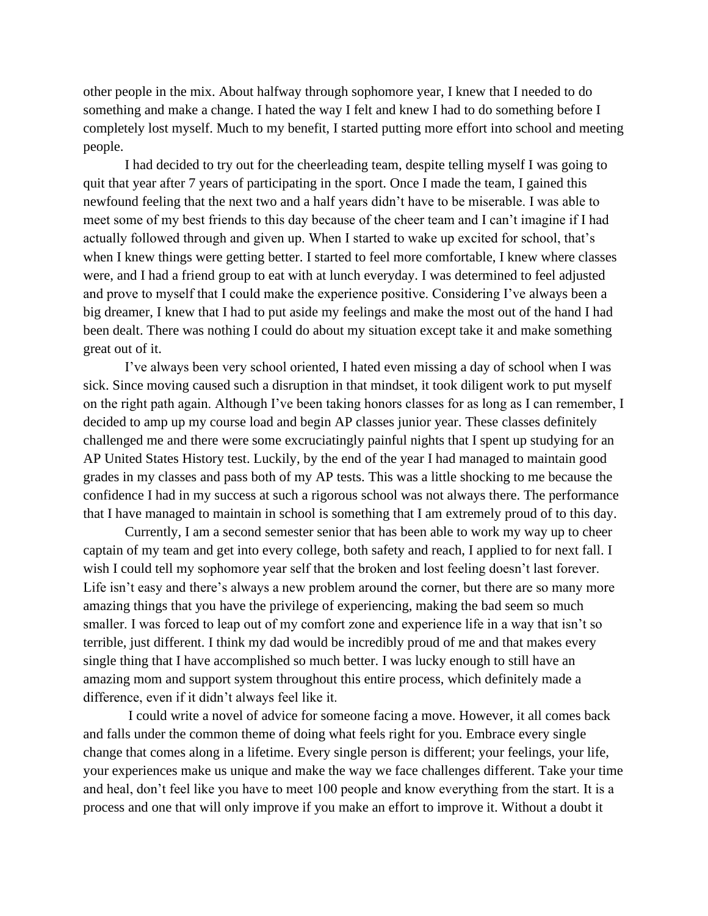other people in the mix. About halfway through sophomore year, I knew that I needed to do something and make a change. I hated the way I felt and knew I had to do something before I completely lost myself. Much to my benefit, I started putting more effort into school and meeting people.

I had decided to try out for the cheerleading team, despite telling myself I was going to quit that year after 7 years of participating in the sport. Once I made the team, I gained this newfound feeling that the next two and a half years didn't have to be miserable. I was able to meet some of my best friends to this day because of the cheer team and I can't imagine if I had actually followed through and given up. When I started to wake up excited for school, that's when I knew things were getting better. I started to feel more comfortable, I knew where classes were, and I had a friend group to eat with at lunch everyday. I was determined to feel adjusted and prove to myself that I could make the experience positive. Considering I've always been a big dreamer, I knew that I had to put aside my feelings and make the most out of the hand I had been dealt. There was nothing I could do about my situation except take it and make something great out of it.

I've always been very school oriented, I hated even missing a day of school when I was sick. Since moving caused such a disruption in that mindset, it took diligent work to put myself on the right path again. Although I've been taking honors classes for as long as I can remember, I decided to amp up my course load and begin AP classes junior year. These classes definitely challenged me and there were some excruciatingly painful nights that I spent up studying for an AP United States History test. Luckily, by the end of the year I had managed to maintain good grades in my classes and pass both of my AP tests. This was a little shocking to me because the confidence I had in my success at such a rigorous school was not always there. The performance that I have managed to maintain in school is something that I am extremely proud of to this day.

Currently, I am a second semester senior that has been able to work my way up to cheer captain of my team and get into every college, both safety and reach, I applied to for next fall. I wish I could tell my sophomore year self that the broken and lost feeling doesn't last forever. Life isn't easy and there's always a new problem around the corner, but there are so many more amazing things that you have the privilege of experiencing, making the bad seem so much smaller. I was forced to leap out of my comfort zone and experience life in a way that isn't so terrible, just different. I think my dad would be incredibly proud of me and that makes every single thing that I have accomplished so much better. I was lucky enough to still have an amazing mom and support system throughout this entire process, which definitely made a difference, even if it didn't always feel like it.

I could write a novel of advice for someone facing a move. However, it all comes back and falls under the common theme of doing what feels right for you. Embrace every single change that comes along in a lifetime. Every single person is different; your feelings, your life, your experiences make us unique and make the way we face challenges different. Take your time and heal, don't feel like you have to meet 100 people and know everything from the start. It is a process and one that will only improve if you make an effort to improve it. Without a doubt it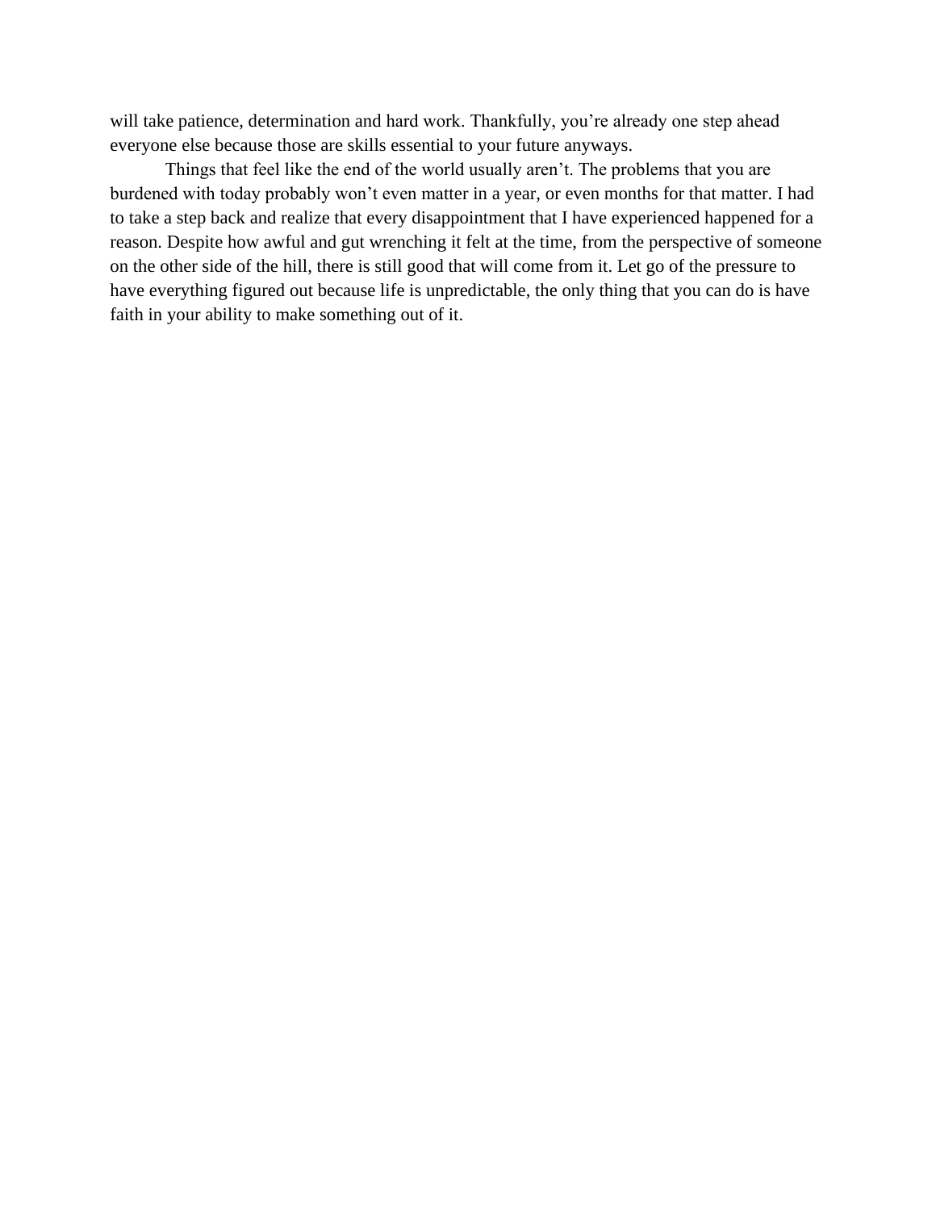will take patience, determination and hard work. Thankfully, you're already one step ahead everyone else because those are skills essential to your future anyways.

Things that feel like the end of the world usually aren't. The problems that you are burdened with today probably won't even matter in a year, or even months for that matter. I had to take a step back and realize that every disappointment that I have experienced happened for a reason. Despite how awful and gut wrenching it felt at the time, from the perspective of someone on the other side of the hill, there is still good that will come from it. Let go of the pressure to have everything figured out because life is unpredictable, the only thing that you can do is have faith in your ability to make something out of it.